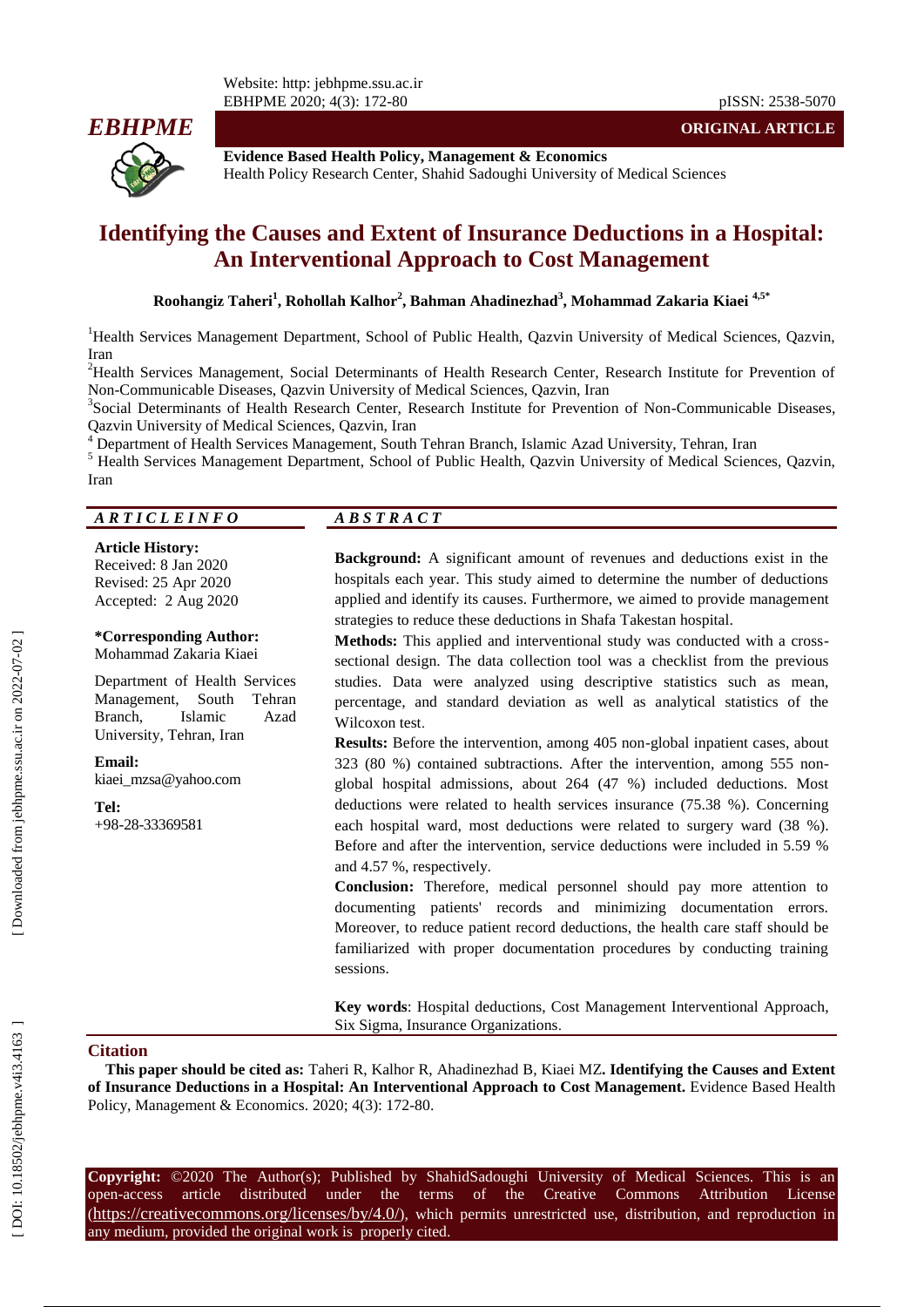ORIGINAL ARTICLE

**Evidence Based Health Policy, Management & Economics**
Health Policy Research Center, Shahid Sadoughi University of Medical Sciences

# Identifying the Causes and Extent of Insurance Deductions in a Hospital: An Interventional Approach to Cost Management

**Roohangiz Taheri[1], Rohollah Kalhor[2], Bahman Ahadinezhad[3], Mohammad Zakaria Kiaei [4,5*]**

[1]Health Services Management Department, School of Public Health, Qazvin University of Medical Sciences, Qazvin, Iran

[2]Health Services Management, Social Determinants of Health Research Center, Research Institute for Prevention of Non-Communicable Diseases, Qazvin University of Medical Sciences, Qazvin, Iran

[3]Social Determinants of Health Research Center, Research Institute for Prevention of Non-Communicable Diseases, Qazvin University of Medical Sciences, Qazvin, Iran

[4] Department of Health Services Management, South Tehran Branch, Islamic Azad University, Tehran, Iran

[5] Health Services Management Department, School of Public Health, Qazvin University of Medical Sciences, Qazvin, Iran

## ARTICLE INFO

**Article History:**
Received: 8 Jan 2020
Revised: 25 Apr 2020
Accepted: 2 Aug 2020

**\*Corresponding Author:**
Mohammad Zakaria Kiaei

Department of Health Services Management, South Tehran Branch, Islamic Azad University, Tehran, Iran

**Email:**
kiaei_mzsa@yahoo.com

**Tel:**
+98-28-33369581

## ABSTRACT

**Background:** A significant amount of revenues and deductions exist in the hospitals each year. This study aimed to determine the number of deductions applied and identify its causes. Furthermore, we aimed to provide management strategies to reduce these deductions in Shafa Takestan hospital.

**Methods:** This applied and interventional study was conducted with a cross-sectional design. The data collection tool was a checklist from the previous studies. Data were analyzed using descriptive statistics such as mean, percentage, and standard deviation as well as analytical statistics of the Wilcoxon test.

**Results:** Before the intervention, among 405 non-global inpatient cases, about 323 (80 %) contained subtractions. After the intervention, among 555 non-global hospital admissions, about 264 (47 %) included deductions. Most deductions were related to health services insurance (75.38 %). Concerning each hospital ward, most deductions were related to surgery ward (38 %). Before and after the intervention, service deductions were included in 5.59 % and 4.57 %, respectively.

**Conclusion:** Therefore, medical personnel should pay more attention to documenting patients' records and minimizing documentation errors. Moreover, to reduce patient record deductions, the health care staff should be familiarized with proper documentation procedures by conducting training sessions.

**Key words**: Hospital deductions, Cost Management Interventional Approach, Six Sigma, Insurance Organizations.

## Citation

**This paper should be cited as:** Taheri R, Kalhor R, Ahadinezhad B, Kiaei MZ**. Identifying the Causes and Extent of Insurance Deductions in a Hospital: An Interventional Approach to Cost Management.** Evidence Based Health Policy, Management & Economics. 2020; 4(3): 172-80.

**Copyright:** ©2020 The Author(s); Published by ShahidSadoughi University of Medical Sciences. This is an open-access article distributed under the terms of the Creative Commons Attribution License (https://creativecommons.org/licenses/by/4.0/), which permits unrestricted use, distribution, and reproduction in any medium, provided the original work is properly cited.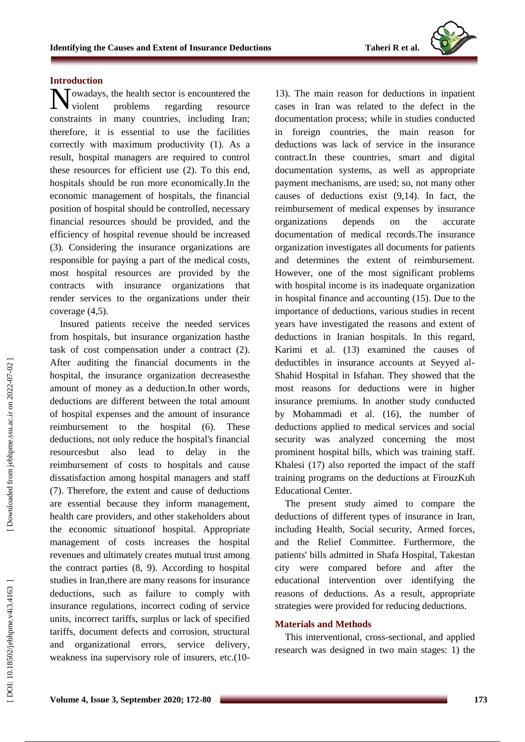## Introduction

Nowadays, the health sector is encountered the violent problems regarding resource constraints in many countries, including Iran; therefore, it is essential to use the facilities correctly with maximum productivity (1). As a result, hospital managers are required to control these resources for efficient use (2). To this end, hospitals should be run more economically.In the economic management of hospitals, the financial position of hospital should be controlled, necessary financial resources should be provided, and the efficiency of hospital revenue should be increased (3). Considering the insurance organizations are responsible for paying a part of the medical costs, most hospital resources are provided by the contracts with insurance organizations that render services to the organizations under their coverage (4,5).

Insured patients receive the needed services from hospitals, but insurance organization hasthe task of cost compensation under a contract (2). After auditing the financial documents in the hospital, the insurance organization decreasesthe amount of money as a deduction.In other words, deductions are different between the total amount of hospital expenses and the amount of insurance reimbursement to the hospital (6). These deductions, not only reduce the hospital's financial resourcesbut also lead to delay in the reimbursement of costs to hospitals and cause dissatisfaction among hospital managers and staff (7). Therefore, the extent and cause of deductions are essential because they inform management, health care providers, and other stakeholders about the economic situationof hospital. Appropriate management of costs increases the hospital revenues and ultimately creates mutual trust among the contract parties (8, 9). According to hospital studies in Iran,there are many reasons for insurance deductions, such as failure to comply with insurance regulations, incorrect coding of service units, incorrect tariffs, surplus or lack of specified tariffs, document defects and corrosion, structural and organizational errors, service delivery, weakness ina supervisory role of insurers, etc.(10-13). The main reason for deductions in inpatient cases in Iran was related to the defect in the documentation process; while in studies conducted in foreign countries, the main reason for deductions was lack of service in the insurance contract.In these countries, smart and digital documentation systems, as well as appropriate payment mechanisms, are used; so, not many other causes of deductions exist (9,14). In fact, the reimbursement of medical expenses by insurance organizations depends on the accurate documentation of medical records.The insurance organization investigates all documents for patients and determines the extent of reimbursement. However, one of the most significant problems with hospital income is its inadequate organization in hospital finance and accounting (15). Due to the importance of deductions, various studies in recent years have investigated the reasons and extent of deductions in Iranian hospitals. In this regard, Karimi et al. (13) examined the causes of deductibles in insurance accounts at Seyyed al-Shahid Hospital in Isfahan. They showed that the most reasons for deductions were in higher insurance premiums. In another study conducted by Mohammadi et al. (16), the number of deductions applied to medical services and social security was analyzed concerning the most prominent hospital bills, which was training staff. Khalesi (17) also reported the impact of the staff training programs on the deductions at FirouzKuh Educational Center.

The present study aimed to compare the deductions of different types of insurance in Iran, including Health, Social security, Armed forces, and the Relief Committee. Furthermore, the patients' bills admitted in Shafa Hospital, Takestan city were compared before and after the educational intervention over identifying the reasons of deductions. As a result, appropriate strategies were provided for reducing deductions.

## Materials and Methods

This interventional, cross-sectional, and applied research was designed in two main stages: 1) the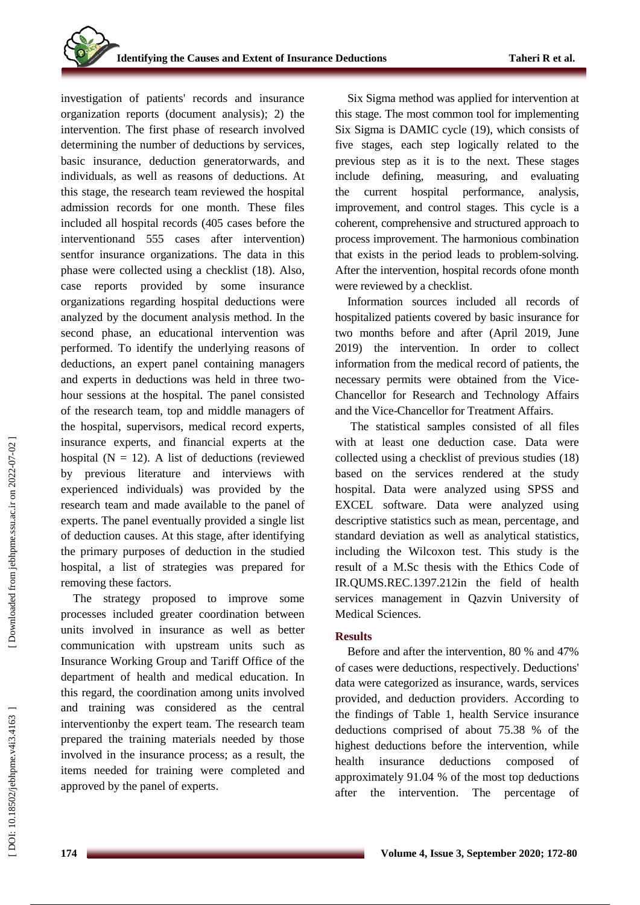investigation of patients' records and insurance organization reports (document analysis); 2) the intervention. The first phase of research involved determining the number of deductions by services, basic insurance, deduction generatorwards, and individuals, as well as reasons of deductions. At this stage, the research team reviewed the hospital admission records for one month. These files included all hospital records (405 cases before the interventionand 555 cases after intervention) sentfor insurance organizations. The data in this phase were collected using a checklist (18). Also, case reports provided by some insurance organizations regarding hospital deductions were analyzed by the document analysis method. In the second phase, an educational intervention was performed. To identify the underlying reasons of deductions, an expert panel containing managers and experts in deductions was held in three two-hour sessions at the hospital. The panel consisted of the research team, top and middle managers of the hospital, supervisors, medical record experts, insurance experts, and financial experts at the hospital (N = 12). A list of deductions (reviewed by previous literature and interviews with experienced individuals) was provided by the research team and made available to the panel of experts. The panel eventually provided a single list of deduction causes. At this stage, after identifying the primary purposes of deduction in the studied hospital, a list of strategies was prepared for removing these factors.

The strategy proposed to improve some processes included greater coordination between units involved in insurance as well as better communication with upstream units such as Insurance Working Group and Tariff Office of the department of health and medical education. In this regard, the coordination among units involved and training was considered as the central interventionby the expert team. The research team prepared the training materials needed by those involved in the insurance process; as a result, the items needed for training were completed and approved by the panel of experts.

Six Sigma method was applied for intervention at this stage. The most common tool for implementing Six Sigma is DAMIC cycle (19), which consists of five stages, each step logically related to the previous step as it is to the next. These stages include defining, measuring, and evaluating the current hospital performance, analysis, improvement, and control stages. This cycle is a coherent, comprehensive and structured approach to process improvement. The harmonious combination that exists in the period leads to problem-solving. After the intervention, hospital records ofone month were reviewed by a checklist.

Information sources included all records of hospitalized patients covered by basic insurance for two months before and after (April 2019, June 2019) the intervention. In order to collect information from the medical record of patients, the necessary permits were obtained from the Vice-Chancellor for Research and Technology Affairs and the Vice-Chancellor for Treatment Affairs.

The statistical samples consisted of all files with at least one deduction case. Data were collected using a checklist of previous studies (18) based on the services rendered at the study hospital. Data were analyzed using SPSS and EXCEL software. Data were analyzed using descriptive statistics such as mean, percentage, and standard deviation as well as analytical statistics, including the Wilcoxon test. This study is the result of a M.Sc thesis with the Ethics Code of IR.QUMS.REC.1397.212in the field of health services management in Qazvin University of Medical Sciences.

## Results

Before and after the intervention, 80 % and 47% of cases were deductions, respectively. Deductions' data were categorized as insurance, wards, services provided, and deduction providers. According to the findings of Table 1, health Service insurance deductions comprised of about 75.38 % of the highest deductions before the intervention, while health insurance deductions composed of approximately 91.04 % of the most top deductions after the intervention. The percentage of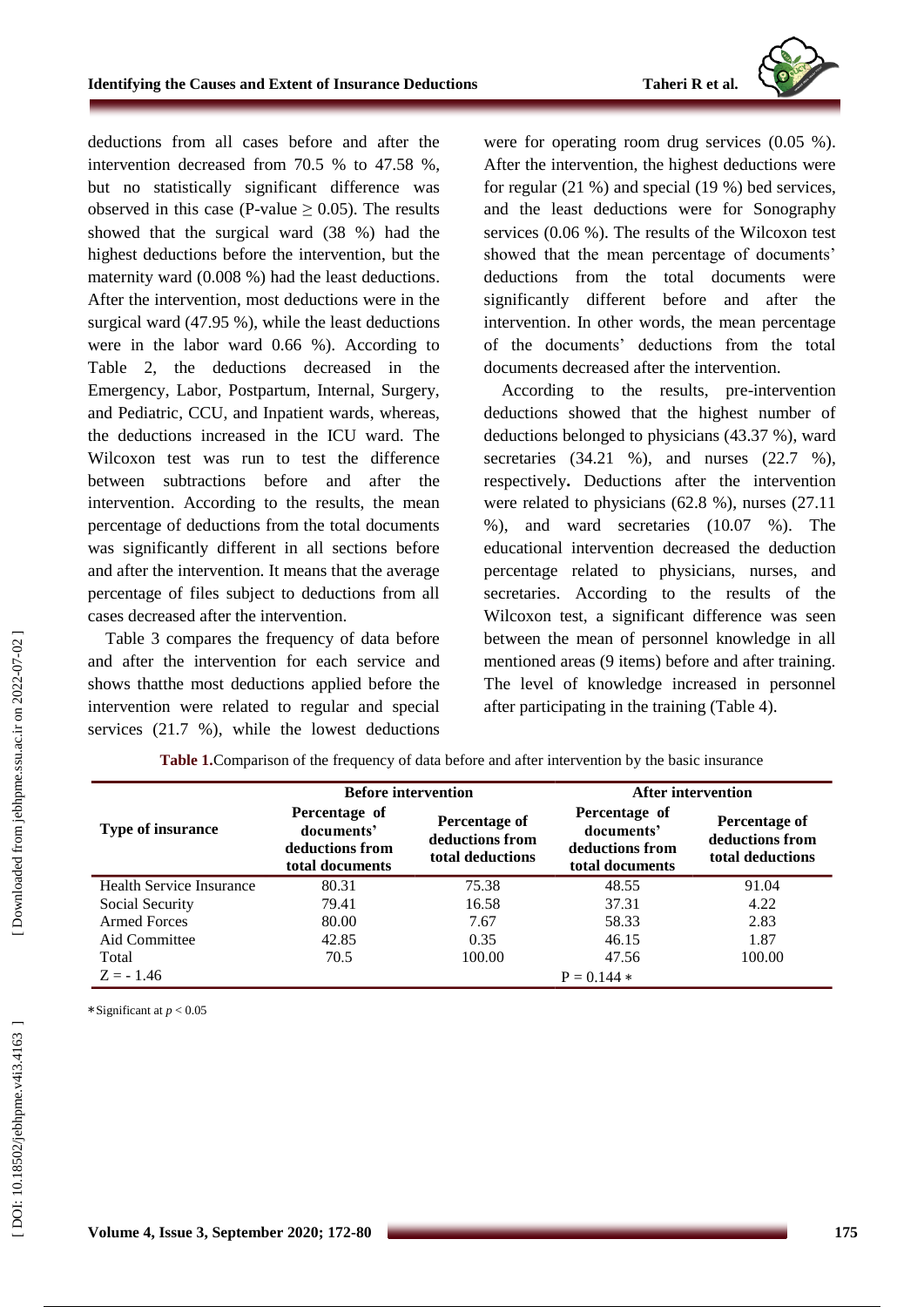deductions from all cases before and after the intervention decreased from 70.5 % to 47.58 %, but no statistically significant difference was observed in this case (P-value ≥ 0.05). The results showed that the surgical ward (38 %) had the highest deductions before the intervention, but the maternity ward (0.008 %) had the least deductions. After the intervention, most deductions were in the surgical ward (47.95 %), while the least deductions were in the labor ward 0.66 %). According to Table 2, the deductions decreased in the Emergency, Labor, Postpartum, Internal, Surgery, and Pediatric, CCU, and Inpatient wards, whereas, the deductions increased in the ICU ward. The Wilcoxon test was run to test the difference between subtractions before and after the intervention. According to the results, the mean percentage of deductions from the total documents was significantly different in all sections before and after the intervention. It means that the average percentage of files subject to deductions from all cases decreased after the intervention.

Table 3 compares the frequency of data before and after the intervention for each service and shows thatthe most deductions applied before the intervention were related to regular and special services (21.7 %), while the lowest deductions were for operating room drug services (0.05 %). After the intervention, the highest deductions were for regular (21 %) and special (19 %) bed services, and the least deductions were for Sonography services (0.06 %). The results of the Wilcoxon test showed that the mean percentage of documents' deductions from the total documents were significantly different before and after the intervention. In other words, the mean percentage of the documents' deductions from the total documents decreased after the intervention.

According to the results, pre-intervention deductions showed that the highest number of deductions belonged to physicians (43.37 %), ward secretaries (34.21 %), and nurses (22.7 %), respectively**.** Deductions after the intervention were related to physicians (62.8 %), nurses (27.11 %), and ward secretaries (10.07 %). The educational intervention decreased the deduction percentage related to physicians, nurses, and secretaries. According to the results of the Wilcoxon test, a significant difference was seen between the mean of personnel knowledge in all mentioned areas (9 items) before and after training. The level of knowledge increased in personnel after participating in the training (Table 4).

**Table 1.**Comparison of the frequency of data before and after intervention by the basic insurance

| Type of insurance | Before intervention | | After intervention | |
|---|---|---|---|---|
| | Percentage of documents' deductions from total documents | Percentage of deductions from total deductions | Percentage of documents' deductions from total documents | Percentage of deductions from total deductions |
| Health Service Insurance | 80.31 | 75.38 | 48.55 | 91.04 |
| Social Security | 79.41 | 16.58 | 37.31 | 4.22 |
| Armed Forces | 80.00 | 7.67 | 58.33 | 2.83 |
| Aid Committee | 42.85 | 0.35 | 46.15 | 1.87 |
| Total | 70.5 | 100.00 | 47.56 | 100.00 |
| Z = - 1.46 | | | P = 0.144 ∗ | |

∗Significant at $p < 0.05$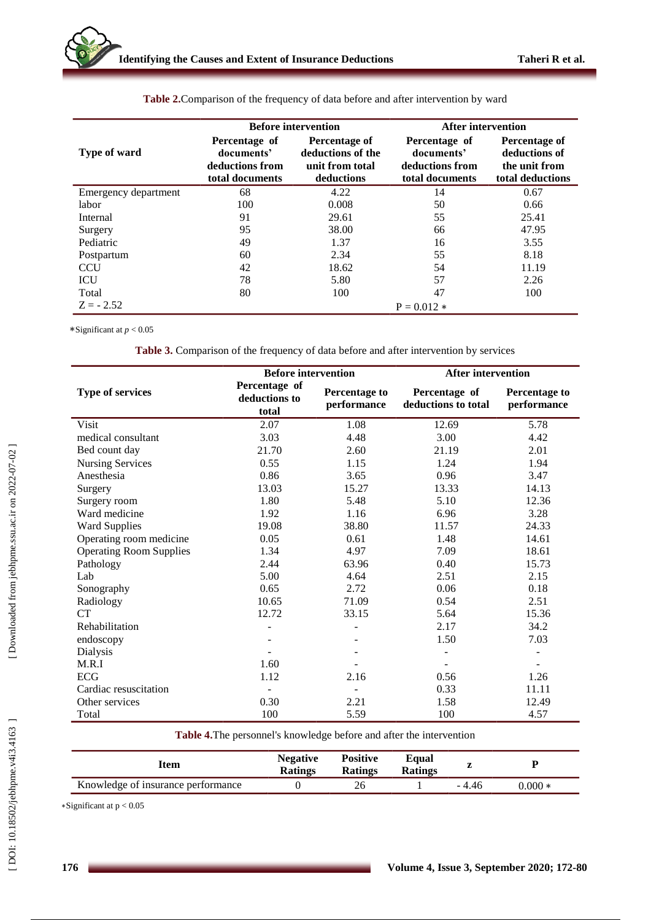**Table 2.** Comparison of the frequency of data before and after intervention by ward

| Type of ward | Before intervention | | After intervention | |
|---|---|---|---|---|
| | Percentage of documents' deductions from total documents | Percentage of deductions of the unit from total deductions | Percentage of documents' deductions from total documents | Percentage of deductions of the unit from total deductions |
| Emergency department | 68 | 4.22 | 14 | 0.67 |
| labor | 100 | 0.008 | 50 | 0.66 |
| Internal | 91 | 29.61 | 55 | 25.41 |
| Surgery | 95 | 38.00 | 66 | 47.95 |
| Pediatric | 49 | 1.37 | 16 | 3.55 |
| Postpartum | 60 | 2.34 | 55 | 8.18 |
| CCU | 42 | 18.62 | 54 | 11.19 |
| ICU | 78 | 5.80 | 57 | 2.26 |
| Total | 80 | 100 | 47 | 100 |
| Z = - 2.52 | | | P = 0.012 * | |

*Significant at $p < 0.05$

**Table 3.** Comparison of the frequency of data before and after intervention by services

| Type of services | Before intervention | | After intervention | |
|---|---|---|---|---|
| | Percentage of deductions to total | Percentage to performance | Percentage of deductions to total | Percentage to performance |
| Visit | 2.07 | 1.08 | 12.69 | 5.78 |
| medical consultant | 3.03 | 4.48 | 3.00 | 4.42 |
| Bed count day | 21.70 | 2.60 | 21.19 | 2.01 |
| Nursing Services | 0.55 | 1.15 | 1.24 | 1.94 |
| Anesthesia | 0.86 | 3.65 | 0.96 | 3.47 |
| Surgery | 13.03 | 15.27 | 13.33 | 14.13 |
| Surgery room | 1.80 | 5.48 | 5.10 | 12.36 |
| Ward medicine | 1.92 | 1.16 | 6.96 | 3.28 |
| Ward Supplies | 19.08 | 38.80 | 11.57 | 24.33 |
| Operating room medicine | 0.05 | 0.61 | 1.48 | 14.61 |
| Operating Room Supplies | 1.34 | 4.97 | 7.09 | 18.61 |
| Pathology | 2.44 | 63.96 | 0.40 | 15.73 |
| Lab | 5.00 | 4.64 | 2.51 | 2.15 |
| Sonography | 0.65 | 2.72 | 0.06 | 0.18 |
| Radiology | 10.65 | 71.09 | 0.54 | 2.51 |
| CT | 12.72 | 33.15 | 5.64 | 15.36 |
| Rehabilitation | - | - | 2.17 | 34.2 |
| endoscopy | - | - | 1.50 | 7.03 |
| Dialysis | - | - | - | - |
| M.R.I | 1.60 | - | - | - |
| ECG | 1.12 | 2.16 | 0.56 | 1.26 |
| Cardiac resuscitation | - | - | 0.33 | 11.11 |
| Other services | 0.30 | 2.21 | 1.58 | 12.49 |
| Total | 100 | 5.59 | 100 | 4.57 |

**Table 4.** The personnel's knowledge before and after the intervention

| Item | Negative Ratings | Positive Ratings | Equal Ratings | z | P |
|---|---|---|---|---|---|
| Knowledge of insurance performance | 0 | 26 | 1 | - 4.46 | 0.000 * |

*Significant at $p < 0.05$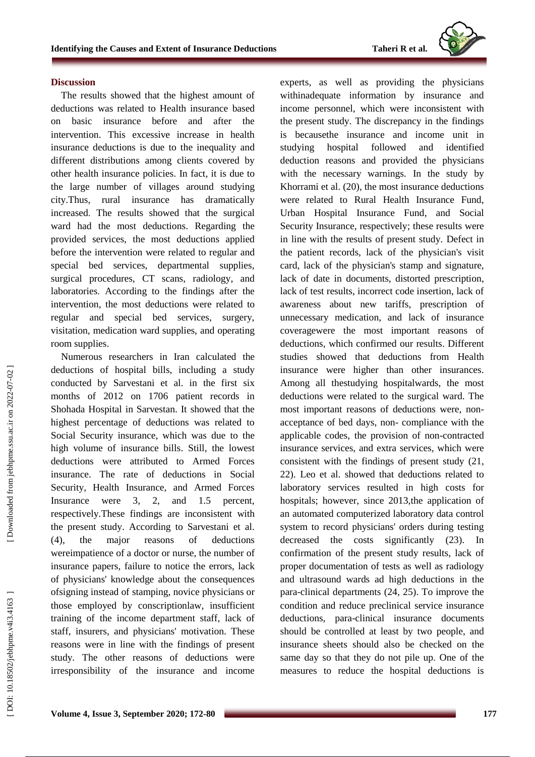## Discussion

The results showed that the highest amount of deductions was related to Health insurance based on basic insurance before and after the intervention. This excessive increase in health insurance deductions is due to the inequality and different distributions among clients covered by other health insurance policies. In fact, it is due to the large number of villages around studying city.Thus, rural insurance has dramatically increased. The results showed that the surgical ward had the most deductions. Regarding the provided services, the most deductions applied before the intervention were related to regular and special bed services, departmental supplies, surgical procedures, CT scans, radiology, and laboratories. According to the findings after the intervention, the most deductions were related to regular and special bed services, surgery, visitation, medication ward supplies, and operating room supplies.

Numerous researchers in Iran calculated the deductions of hospital bills, including a study conducted by Sarvestani et al. in the first six months of 2012 on 1706 patient records in Shohada Hospital in Sarvestan. It showed that the highest percentage of deductions was related to Social Security insurance, which was due to the high volume of insurance bills. Still, the lowest deductions were attributed to Armed Forces insurance. The rate of deductions in Social Security, Health Insurance, and Armed Forces Insurance were 3, 2, and 1.5 percent, respectively.These findings are inconsistent with the present study. According to Sarvestani et al. (4), the major reasons of deductions wereimpatience of a doctor or nurse, the number of insurance papers, failure to notice the errors, lack of physicians' knowledge about the consequences ofsigning instead of stamping, novice physicians or those employed by conscriptionlaw, insufficient training of the income department staff, lack of staff, insurers, and physicians' motivation. These reasons were in line with the findings of present study. The other reasons of deductions were irresponsibility of the insurance and income experts, as well as providing the physicians withinadequate information by insurance and income personnel, which were inconsistent with the present study. The discrepancy in the findings is becausethe insurance and income unit in studying hospital followed and identified deduction reasons and provided the physicians with the necessary warnings. In the study by Khorrami et al. (20), the most insurance deductions were related to Rural Health Insurance Fund, Urban Hospital Insurance Fund, and Social Security Insurance, respectively; these results were in line with the results of present study. Defect in the patient records, lack of the physician's visit card, lack of the physician's stamp and signature, lack of date in documents, distorted prescription, lack of test results, incorrect code insertion, lack of awareness about new tariffs, prescription of unnecessary medication, and lack of insurance coveragewere the most important reasons of deductions, which confirmed our results. Different studies showed that deductions from Health insurance were higher than other insurances. Among all thestudying hospitalwards, the most deductions were related to the surgical ward. The most important reasons of deductions were, non-acceptance of bed days, non- compliance with the applicable codes, the provision of non-contracted insurance services, and extra services, which were consistent with the findings of present study (21, 22). Leo et al. showed that deductions related to laboratory services resulted in high costs for hospitals; however, since 2013,the application of an automated computerized laboratory data control system to record physicians' orders during testing decreased the costs significantly (23). In confirmation of the present study results, lack of proper documentation of tests as well as radiology and ultrasound wards ad high deductions in the para-clinical departments (24, 25). To improve the condition and reduce preclinical service insurance deductions, para-clinical insurance documents should be controlled at least by two people, and insurance sheets should also be checked on the same day so that they do not pile up. One of the measures to reduce the hospital deductions is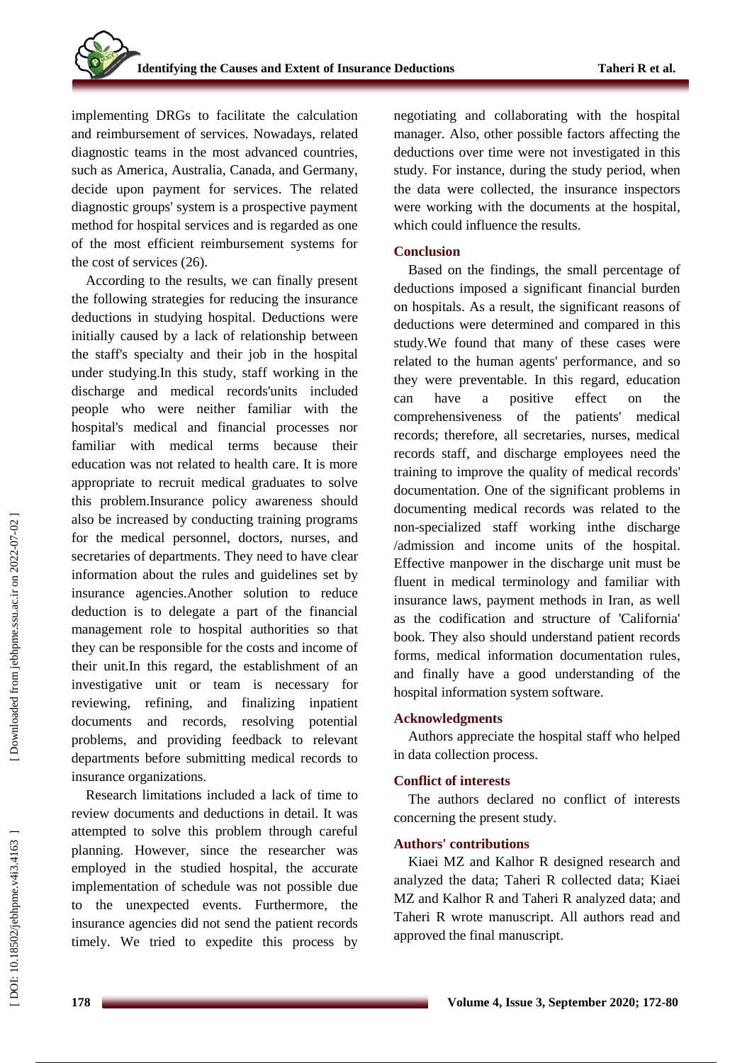implementing DRGs to facilitate the calculation and reimbursement of services. Nowadays, related diagnostic teams in the most advanced countries, such as America, Australia, Canada, and Germany, decide upon payment for services. The related diagnostic groups' system is a prospective payment method for hospital services and is regarded as one of the most efficient reimbursement systems for the cost of services (26).

According to the results, we can finally present the following strategies for reducing the insurance deductions in studying hospital. Deductions were initially caused by a lack of relationship between the staff's specialty and their job in the hospital under studying.In this study, staff working in the discharge and medical records'units included people who were neither familiar with the hospital's medical and financial processes nor familiar with medical terms because their education was not related to health care. It is more appropriate to recruit medical graduates to solve this problem.Insurance policy awareness should also be increased by conducting training programs for the medical personnel, doctors, nurses, and secretaries of departments. They need to have clear information about the rules and guidelines set by insurance agencies.Another solution to reduce deduction is to delegate a part of the financial management role to hospital authorities so that they can be responsible for the costs and income of their unit.In this regard, the establishment of an investigative unit or team is necessary for reviewing, refining, and finalizing inpatient documents and records, resolving potential problems, and providing feedback to relevant departments before submitting medical records to insurance organizations.

Research limitations included a lack of time to review documents and deductions in detail. It was attempted to solve this problem through careful planning. However, since the researcher was employed in the studied hospital, the accurate implementation of schedule was not possible due to the unexpected events. Furthermore, the insurance agencies did not send the patient records timely. We tried to expedite this process by negotiating and collaborating with the hospital manager. Also, other possible factors affecting the deductions over time were not investigated in this study. For instance, during the study period, when the data were collected, the insurance inspectors were working with the documents at the hospital, which could influence the results.

## Conclusion

Based on the findings, the small percentage of deductions imposed a significant financial burden on hospitals. As a result, the significant reasons of deductions were determined and compared in this study.We found that many of these cases were related to the human agents' performance, and so they were preventable. In this regard, education can have a positive effect on the comprehensiveness of the patients' medical records; therefore, all secretaries, nurses, medical records staff, and discharge employees need the training to improve the quality of medical records' documentation. One of the significant problems in documenting medical records was related to the non-specialized staff working inthe discharge /admission and income units of the hospital. Effective manpower in the discharge unit must be fluent in medical terminology and familiar with insurance laws, payment methods in Iran, as well as the codification and structure of 'California' book. They also should understand patient records forms, medical information documentation rules, and finally have a good understanding of the hospital information system software.

## Acknowledgments

Authors appreciate the hospital staff who helped in data collection process.

## Conflict of interests

The authors declared no conflict of interests concerning the present study.

## Authors' contributions

Kiaei MZ and Kalhor R designed research and analyzed the data; Taheri R collected data; Kiaei MZ and Kalhor R and Taheri R analyzed data; and Taheri R wrote manuscript. All authors read and approved the final manuscript.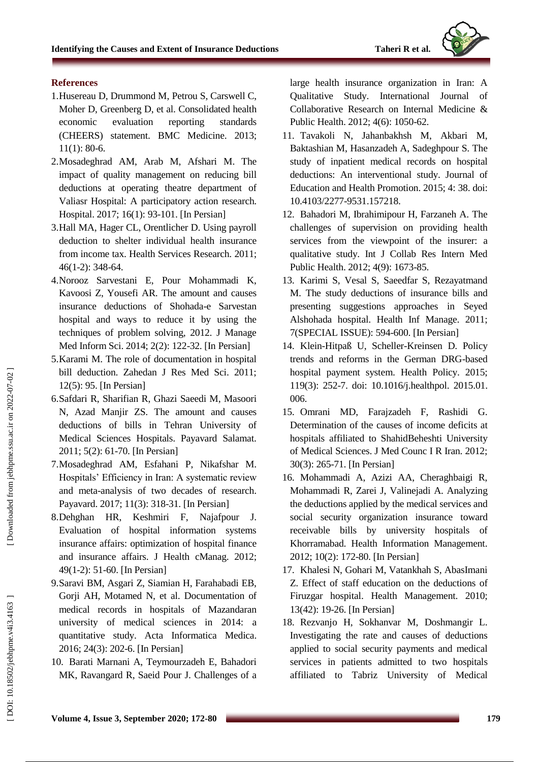## References

1. Husereau D, Drummond M, Petrou S, Carswell C, Moher D, Greenberg D, et al. Consolidated health economic evaluation reporting standards (CHEERS) statement. BMC Medicine. 2013; 11(1): 80-6.
2. Mosadeghrad AM, Arab M, Afshari M. The impact of quality management on reducing bill deductions at operating theatre department of Valiasr Hospital: A participatory action research. Hospital. 2017; 16(1): 93-101. [In Persian]
3. Hall MA, Hager CL, Orentlicher D. Using payroll deduction to shelter individual health insurance from income tax. Health Services Research. 2011; 46(1-2): 348-64.
4. Norooz Sarvestani E, Pour Mohammadi K, Kavoosi Z, Yousefi AR. The amount and causes insurance deductions of Shohada-e Sarvestan hospital and ways to reduce it by using the techniques of problem solving, 2012. J Manage Med Inform Sci. 2014; 2(2): 122-32. [In Persian]
5. Karami M. The role of documentation in hospital bill deduction. Zahedan J Res Med Sci. 2011; 12(5): 95. [In Persian]
6. Safdari R, Sharifian R, Ghazi Saeedi M, Masoori N, Azad Manjir ZS. The amount and causes deductions of bills in Tehran University of Medical Sciences Hospitals. Payavard Salamat. 2011; 5(2): 61-70. [In Persian]
7. Mosadeghrad AM, Esfahani P, Nikafshar M. Hospitals' Efficiency in Iran: A systematic review and meta-analysis of two decades of research. Payavard. 2017; 11(3): 318-31. [In Persian]
8. Dehghan HR, Keshmiri F, Najafpour J. Evaluation of hospital information systems insurance affairs: optimization of hospital finance and insurance affairs. J Health cManag. 2012; 49(1-2): 51-60. [In Persian]
9. Saravi BM, Asgari Z, Siamian H, Farahabadi EB, Gorji AH, Motamed N, et al. Documentation of medical records in hospitals of Mazandaran university of medical sciences in 2014: a quantitative study. Acta Informatica Medica. 2016; 24(3): 202-6. [In Persian]
10. Barati Marnani A, Teymourzadeh E, Bahadori MK, Ravangard R, Saeid Pour J. Challenges of a large health insurance organization in Iran: A Qualitative Study. International Journal of Collaborative Research on Internal Medicine & Public Health. 2012; 4(6): 1050-62.
11. Tavakoli N, Jahanbakhsh M, Akbari M, Baktashian M, Hasanzadeh A, Sadeghpour S. The study of inpatient medical records on hospital deductions: An interventional study. Journal of Education and Health Promotion. 2015; 4: 38. doi: 10.4103/2277-9531.157218.
12. Bahadori M, Ibrahimipour H, Farzaneh A. The challenges of supervision on providing health services from the viewpoint of the insurer: a qualitative study. Int J Collab Res Intern Med Public Health. 2012; 4(9): 1673-85.
13. Karimi S, Vesal S, Saeedfar S, Rezayatmand M. The study deductions of insurance bills and presenting suggestions approaches in Seyed Alshohada hospital. Health Inf Manage. 2011; 7(SPECIAL ISSUE): 594-600. [In Persian]
14. Klein-Hitpaß U, Scheller-Kreinsen D. Policy trends and reforms in the German DRG-based hospital payment system. Health Policy. 2015; 119(3): 252-7. doi: 10.1016/j.healthpol. 2015.01.006.
15. Omrani MD, Farajzadeh F, Rashidi G. Determination of the causes of income deficits at hospitals affiliated to ShahidBeheshti University of Medical Sciences. J Med Counc I R Iran. 2012; 30(3): 265-71. [In Persian]
16. Mohammadi A, Azizi AA, Cheraghbaigi R, Mohammadi R, Zarei J, Valinejadi A. Analyzing the deductions applied by the medical services and social security organization insurance toward receivable bills by university hospitals of Khorramabad. Health Information Management. 2012; 10(2): 172-80. [In Persian]
17. Khalesi N, Gohari M, Vatankhah S, AbasImani Z. Effect of staff education on the deductions of Firuzgar hospital. Health Management. 2010; 13(42): 19-26. [In Persian]
18. Rezvanjo H, Sokhanvar M, Doshmangir L. Investigating the rate and causes of deductions applied to social security payments and medical services in patients admitted to two hospitals affiliated to Tabriz University of Medical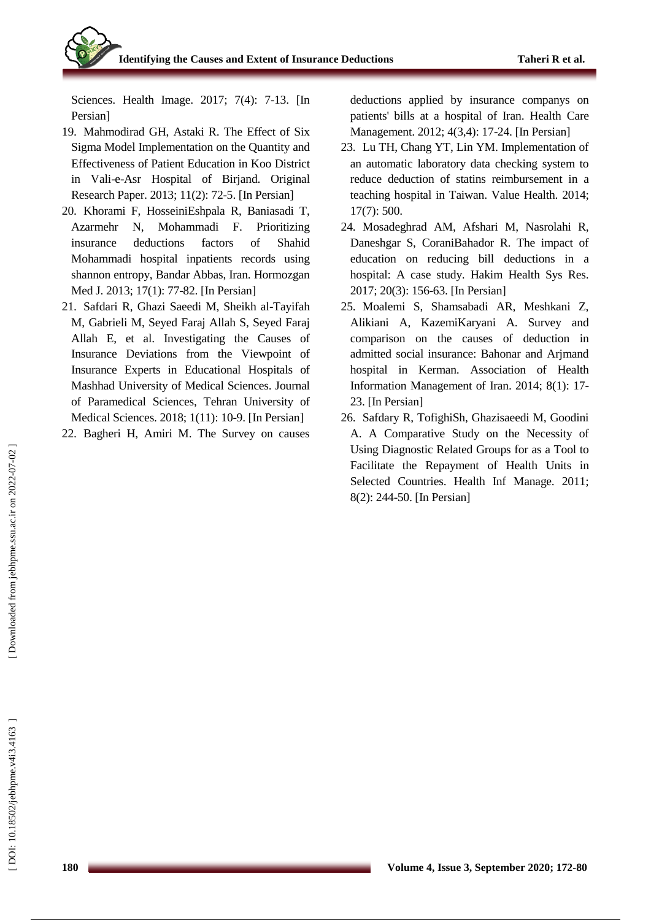Sciences. Health Image. 2017; 7(4): 7-13. [In Persian]

19. Mahmodirad GH, Astaki R. The Effect of Six Sigma Model Implementation on the Quantity and Effectiveness of Patient Education in Koo District in Vali-e-Asr Hospital of Birjand. Original Research Paper. 2013; 11(2): 72-5. [In Persian]
20. Khorami F, HosseiniEshpala R, Baniasadi T, Azarmehr N, Mohammadi F. Prioritizing insurance deductions factors of Shahid Mohammadi hospital inpatients records using shannon entropy, Bandar Abbas, Iran. Hormozgan Med J. 2013; 17(1): 77-82. [In Persian]
21. Safdari R, Ghazi Saeedi M, Sheikh al-Tayifah M, Gabrieli M, Seyed Faraj Allah S, Seyed Faraj Allah E, et al. Investigating the Causes of Insurance Deviations from the Viewpoint of Insurance Experts in Educational Hospitals of Mashhad University of Medical Sciences. Journal of Paramedical Sciences, Tehran University of Medical Sciences. 2018; 1(11): 10-9. [In Persian]
22. Bagheri H, Amiri M. The Survey on causes deductions applied by insurance companys on patients' bills at a hospital of Iran. Health Care Management. 2012; 4(3,4): 17-24. [In Persian]
23. Lu TH, Chang YT, Lin YM. Implementation of an automatic laboratory data checking system to reduce deduction of statins reimbursement in a teaching hospital in Taiwan. Value Health. 2014; 17(7): 500.
24. Mosadeghrad AM, Afshari M, Nasrolahi R, Daneshgar S, CoraniBahador R. The impact of education on reducing bill deductions in a hospital: A case study. Hakim Health Sys Res. 2017; 20(3): 156-63. [In Persian]
25. Moalemi S, Shamsabadi AR, Meshkani Z, Alikiani A, KazemiKaryani A. Survey and comparison on the causes of deduction in admitted social insurance: Bahonar and Arjmand hospital in Kerman. Association of Health Information Management of Iran. 2014; 8(1): 17-23. [In Persian]
26. Safdary R, TofighiSh, Ghazisaeedi M, Goodini A. A Comparative Study on the Necessity of Using Diagnostic Related Groups for as a Tool to Facilitate the Repayment of Health Units in Selected Countries. Health Inf Manage. 2011; 8(2): 244-50. [In Persian]